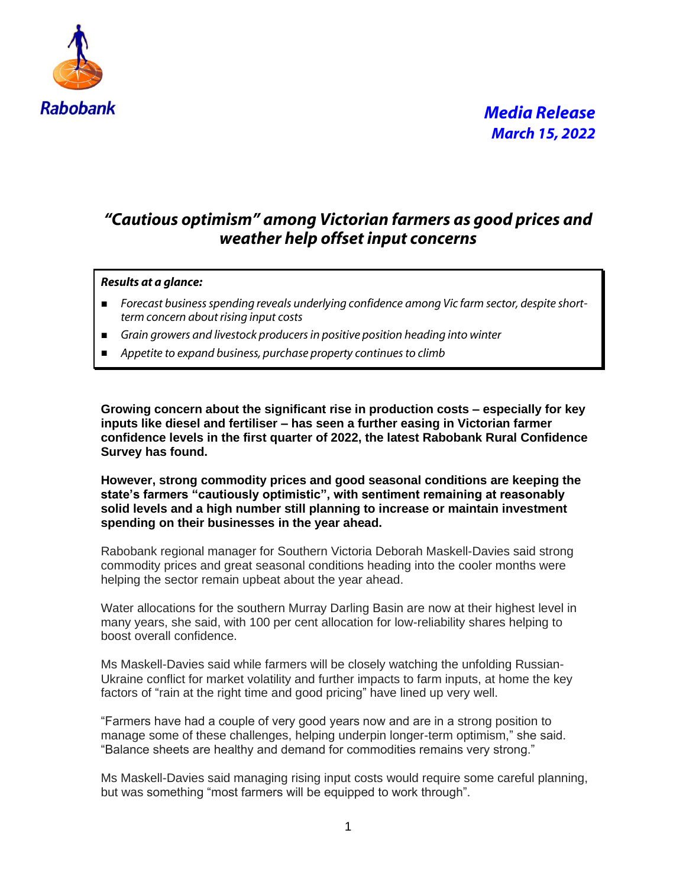Rabobank

***Media Release***
***March 15, 2022***

# *"Cautious optimism" among Victorian farmers as good prices and weather help offset input concerns*

***Results at a glance:***

- *Forecast business spending reveals underlying confidence among Vic farm sector, despite short-term concern about rising input costs*
- *Grain growers and livestock producers in positive position heading into winter*
- *Appetite to expand business, purchase property continues to climb*

**Growing concern about the significant rise in production costs – especially for key inputs like diesel and fertiliser – has seen a further easing in Victorian farmer confidence levels in the first quarter of 2022, the latest Rabobank Rural Confidence Survey has found.**

**However, strong commodity prices and good seasonal conditions are keeping the state's farmers "cautiously optimistic", with sentiment remaining at reasonably solid levels and a high number still planning to increase or maintain investment spending on their businesses in the year ahead.**

Rabobank regional manager for Southern Victoria Deborah Maskell-Davies said strong commodity prices and great seasonal conditions heading into the cooler months were helping the sector remain upbeat about the year ahead.

Water allocations for the southern Murray Darling Basin are now at their highest level in many years, she said, with 100 per cent allocation for low-reliability shares helping to boost overall confidence.

Ms Maskell-Davies said while farmers will be closely watching the unfolding Russian-Ukraine conflict for market volatility and further impacts to farm inputs, at home the key factors of "rain at the right time and good pricing" have lined up very well.

"Farmers have had a couple of very good years now and are in a strong position to manage some of these challenges, helping underpin longer-term optimism," she said. "Balance sheets are healthy and demand for commodities remains very strong."

Ms Maskell-Davies said managing rising input costs would require some careful planning, but was something "most farmers will be equipped to work through".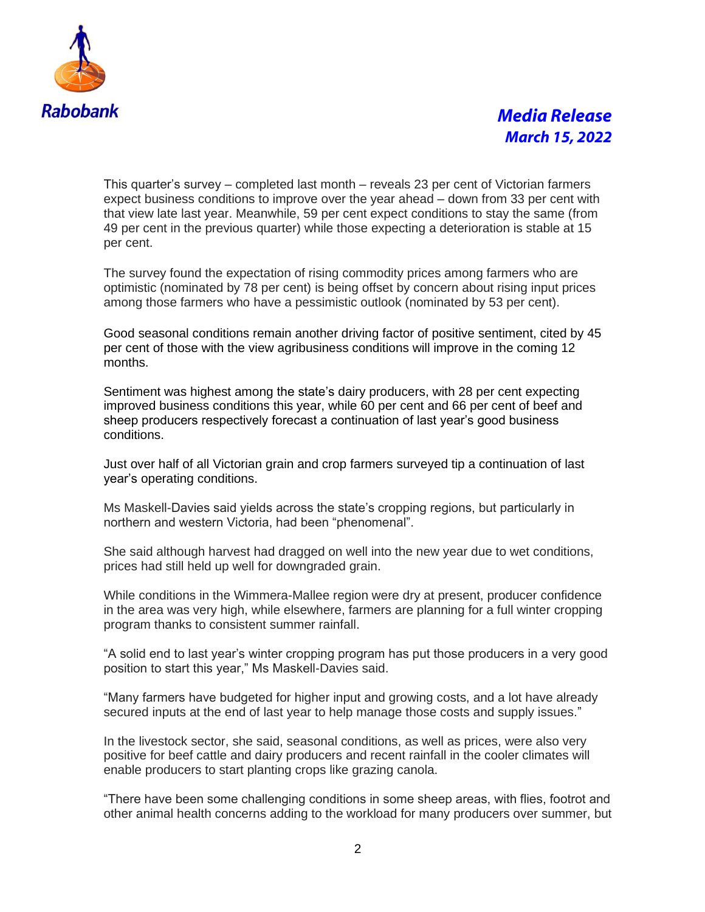This quarter's survey – completed last month – reveals 23 per cent of Victorian farmers expect business conditions to improve over the year ahead – down from 33 per cent with that view late last year. Meanwhile, 59 per cent expect conditions to stay the same (from 49 per cent in the previous quarter) while those expecting a deterioration is stable at 15 per cent.

The survey found the expectation of rising commodity prices among farmers who are optimistic (nominated by 78 per cent) is being offset by concern about rising input prices among those farmers who have a pessimistic outlook (nominated by 53 per cent).

Good seasonal conditions remain another driving factor of positive sentiment, cited by 45 per cent of those with the view agribusiness conditions will improve in the coming 12 months.

Sentiment was highest among the state's dairy producers, with 28 per cent expecting improved business conditions this year, while 60 per cent and 66 per cent of beef and sheep producers respectively forecast a continuation of last year's good business conditions.

Just over half of all Victorian grain and crop farmers surveyed tip a continuation of last year's operating conditions.

Ms Maskell-Davies said yields across the state's cropping regions, but particularly in northern and western Victoria, had been "phenomenal".

She said although harvest had dragged on well into the new year due to wet conditions, prices had still held up well for downgraded grain.

While conditions in the Wimmera-Mallee region were dry at present, producer confidence in the area was very high, while elsewhere, farmers are planning for a full winter cropping program thanks to consistent summer rainfall.

"A solid end to last year's winter cropping program has put those producers in a very good position to start this year," Ms Maskell-Davies said.

"Many farmers have budgeted for higher input and growing costs, and a lot have already secured inputs at the end of last year to help manage those costs and supply issues."

In the livestock sector, she said, seasonal conditions, as well as prices, were also very positive for beef cattle and dairy producers and recent rainfall in the cooler climates will enable producers to start planting crops like grazing canola.

"There have been some challenging conditions in some sheep areas, with flies, footrot and other animal health concerns adding to the workload for many producers over summer, but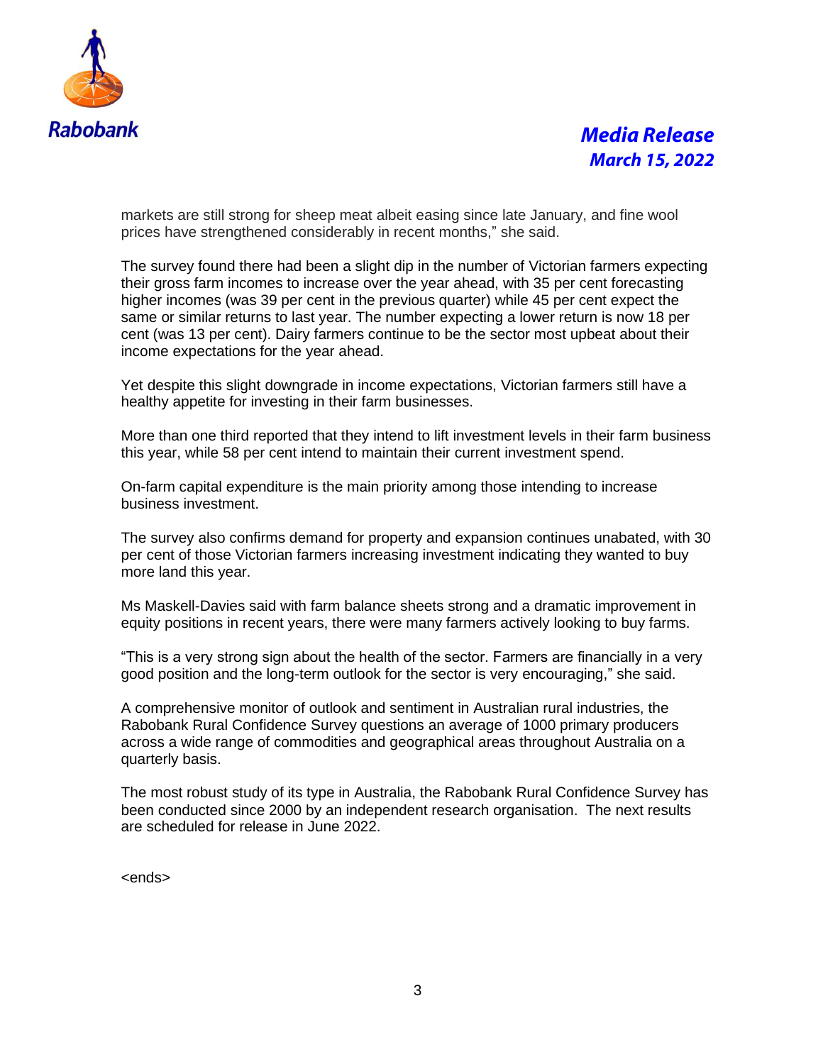markets are still strong for sheep meat albeit easing since late January, and fine wool prices have strengthened considerably in recent months," she said.

The survey found there had been a slight dip in the number of Victorian farmers expecting their gross farm incomes to increase over the year ahead, with 35 per cent forecasting higher incomes (was 39 per cent in the previous quarter) while 45 per cent expect the same or similar returns to last year. The number expecting a lower return is now 18 per cent (was 13 per cent). Dairy farmers continue to be the sector most upbeat about their income expectations for the year ahead.

Yet despite this slight downgrade in income expectations, Victorian farmers still have a healthy appetite for investing in their farm businesses.

More than one third reported that they intend to lift investment levels in their farm business this year, while 58 per cent intend to maintain their current investment spend.

On-farm capital expenditure is the main priority among those intending to increase business investment.

The survey also confirms demand for property and expansion continues unabated, with 30 per cent of those Victorian farmers increasing investment indicating they wanted to buy more land this year.

Ms Maskell-Davies said with farm balance sheets strong and a dramatic improvement in equity positions in recent years, there were many farmers actively looking to buy farms.

"This is a very strong sign about the health of the sector. Farmers are financially in a very good position and the long-term outlook for the sector is very encouraging," she said.

A comprehensive monitor of outlook and sentiment in Australian rural industries, the Rabobank Rural Confidence Survey questions an average of 1000 primary producers across a wide range of commodities and geographical areas throughout Australia on a quarterly basis.

The most robust study of its type in Australia, the Rabobank Rural Confidence Survey has been conducted since 2000 by an independent research organisation. The next results are scheduled for release in June 2022.

<ends>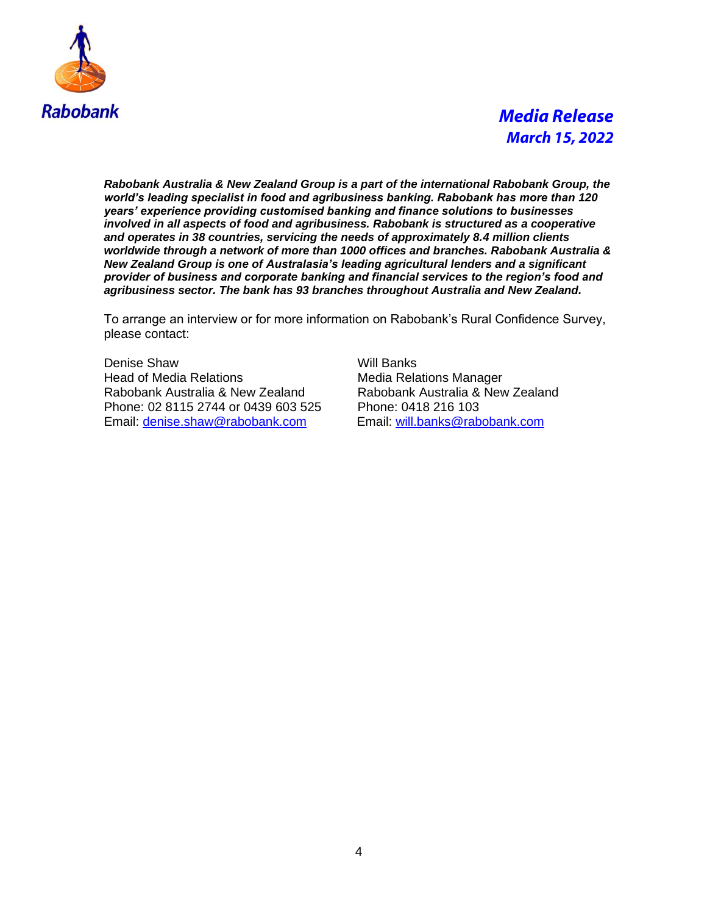**Rabobank**

***Media Release***
***March 15, 2022***

***Rabobank Australia & New Zealand Group is a part of the international Rabobank Group, the world's leading specialist in food and agribusiness banking. Rabobank has more than 120 years' experience providing customised banking and finance solutions to businesses involved in all aspects of food and agribusiness. Rabobank is structured as a cooperative and operates in 38 countries, servicing the needs of approximately 8.4 million clients worldwide through a network of more than 1000 offices and branches. Rabobank Australia & New Zealand Group is one of Australasia's leading agricultural lenders and a significant provider of business and corporate banking and financial services to the region's food and agribusiness sector. The bank has 93 branches throughout Australia and New Zealand.***

To arrange an interview or for more information on Rabobank's Rural Confidence Survey, please contact:

Denise Shaw
Head of Media Relations
Rabobank Australia & New Zealand
Phone: 02 8115 2744 or 0439 603 525
Email: denise.shaw@rabobank.com

Will Banks
Media Relations Manager
Rabobank Australia & New Zealand
Phone: 0418 216 103
Email: will.banks@rabobank.com